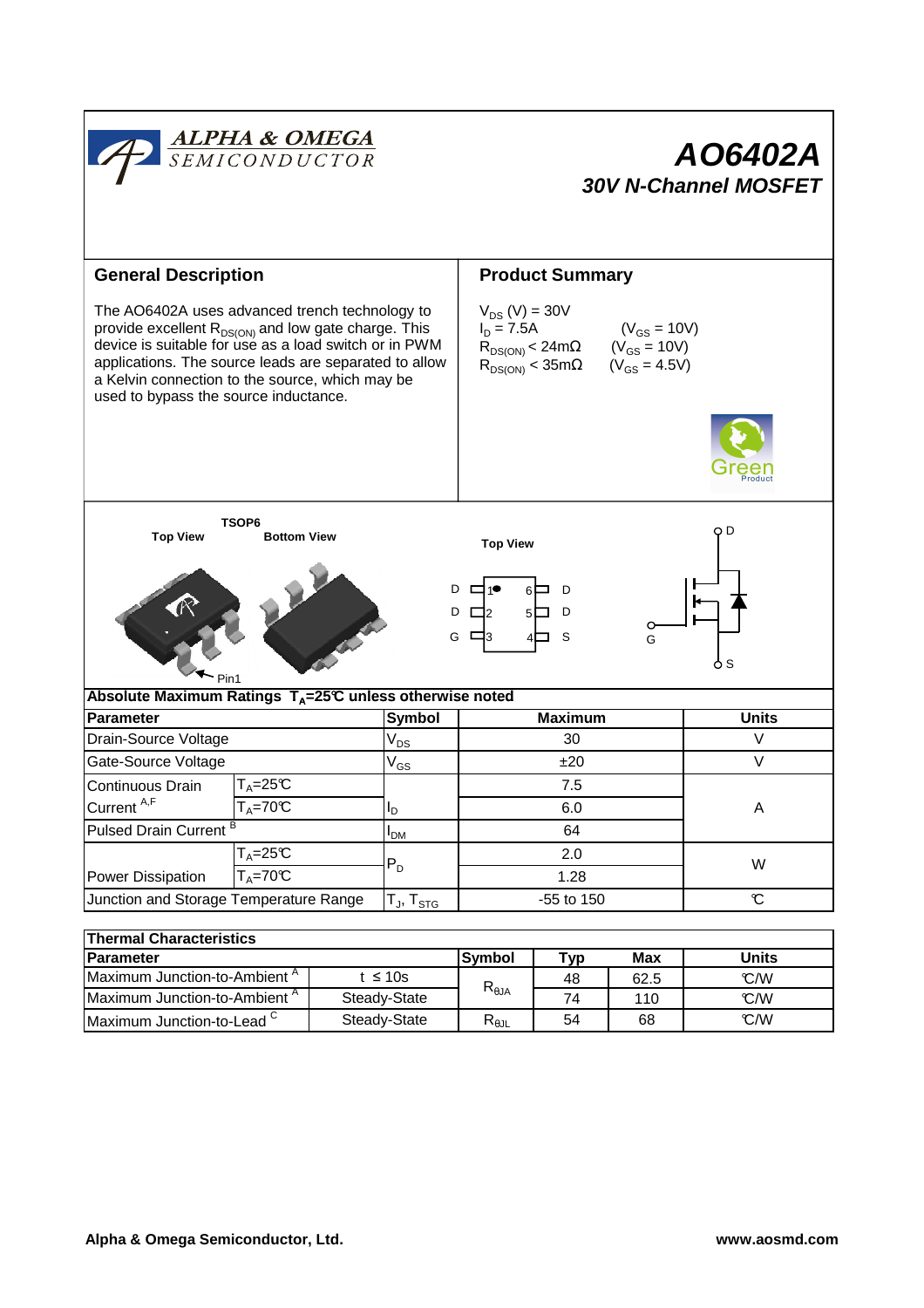ALPHA & OMEGA SEMICONDUCTOR

# AO6402A

## 30V N-Channel MOSFET

## General Description

The AO6402A uses advanced trench technology to provide excellent $R_{DS(ON)}$ and low gate charge. This device is suitable for use as a load switch or in PWM applications. The source leads are separated to allow a Kelvin connection to the source, which may be used to bypass the source inductance.

## Product Summary

$V_{DS}$ (V) = 30V
$I_D$ = 7.5A (${V_{GS}}$ = 10V)
$R_{DS(ON)}$ < 24mΩ ($V_{GS}$ = 10V)
$R_{DS(ON)}$ < 35mΩ ($V_{GS}$ = 4.5V)

Green Product

TSOP6

Top View    Bottom View

Pin1

Top View

| | | | |
|---|---|---|---|
| D | 1 | 6 | D |
| D | 2 | 5 | D |
| G | 3 | 4 | S |

D, G, S

**Absolute Maximum Ratings $T_A$=25°C unless otherwise noted**

| Parameter | | Symbol | Maximum | Units |
|---|---|---|---|---|
| Drain-Source Voltage | | $V_{DS}$ | 30 | V |
| Gate-Source Voltage | | $V_{GS}$ | ±20 | V |
| Continuous Drain Current [A,F] | $T_A$=25°C | $I_D$ | 7.5 | A |
| | $T_A$=70°C | | 6.0 | |
| Pulsed Drain Current [B] | | $I_{DM}$ | 64 | |
| Power Dissipation | $T_A$=25°C | $P_D$ | 2.0 | W |
| | $T_A$=70°C | | 1.28 | |
| Junction and Storage Temperature Range | | $T_J$, $T_{STG}$ | -55 to 150 | °C |

**Thermal Characteristics**

| Parameter | | Symbol | Typ | Max | Units |
|---|---|---|---|---|---|
| Maximum Junction-to-Ambient [A] | t ≤ 10s | $R_{\theta JA}$ | 48 | 62.5 | °C/W |
| Maximum Junction-to-Ambient [A] | Steady-State | | 74 | 110 | °C/W |
| Maximum Junction-to-Lead [C] | Steady-State | $R_{\theta JL}$ | 54 | 68 | °C/W |

Alpha & Omega Semiconductor, Ltd.    www.aosmd.com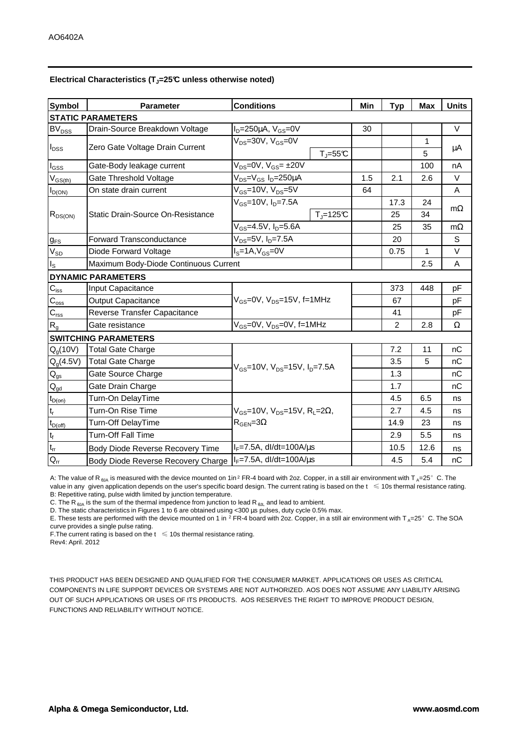**Electrical Characteristics ($T_J$=25°C unless otherwise noted)**

| Symbol | Parameter | Conditions | | Min | Typ | Max | Units |
|---|---|---|---|---|---|---|---|
| **STATIC PARAMETERS** | | | | | | | |
| $BV_{DSS}$ | Drain-Source Breakdown Voltage | $I_D$=250µA, $V_{GS}$=0V | | 30 | | | V |
| $I_{DSS}$ | Zero Gate Voltage Drain Current | $V_{DS}$=30V, $V_{GS}$=0V | | | | 1 | µA |
| | | | $T_J$=55°C | | | 5 | |
| $I_{GSS}$ | Gate-Body leakage current | $V_{DS}$=0V, $V_{GS}$= ±20V | | | | 100 | nA |
| $V_{GS(th)}$ | Gate Threshold Voltage | $V_{DS}$=$V_{GS}$ $I_D$=250µA | | 1.5 | 2.1 | 2.6 | V |
| $I_{D(ON)}$ | On state drain current | $V_{GS}$=10V, $V_{DS}$=5V | | 64 | | | A |
| $R_{DS(ON)}$ | Static Drain-Source On-Resistance | $V_{GS}$=10V, $I_D$=7.5A | | | 17.3 | 24 | mΩ |
| | | | $T_J$=125°C | | 25 | 34 | |
| | | $V_{GS}$=4.5V, $I_D$=5.6A | | | 25 | 35 | mΩ |
| $g_{FS}$ | Forward Transconductance | $V_{DS}$=5V, $I_D$=7.5A | | | 20 | | S |
| $V_{SD}$ | Diode Forward Voltage | $I_S$=1A,$V_{GS}$=0V | | | 0.75 | 1 | V |
| $I_S$ | Maximum Body-Diode Continuous Current | | | | | 2.5 | A |
| **DYNAMIC PARAMETERS** | | | | | | | |
| $C_{iss}$ | Input Capacitance | $V_{GS}$=0V, $V_{DS}$=15V, f=1MHz | | | 373 | 448 | pF |
| $C_{oss}$ | Output Capacitance | | | | 67 | | pF |
| $C_{rss}$ | Reverse Transfer Capacitance | | | | 41 | | pF |
| $R_g$ | Gate resistance | $V_{GS}$=0V, $V_{DS}$=0V, f=1MHz | | | 2 | 2.8 | Ω |
| **SWITCHING PARAMETERS** | | | | | | | |
| $Q_g$(10V) | Total Gate Charge | $V_{GS}$=10V, $V_{DS}$=15V, $I_D$=7.5A | | | 7.2 | 11 | nC |
| $Q_g$(4.5V) | Total Gate Charge | | | | 3.5 | 5 | nC |
| $Q_{gs}$ | Gate Source Charge | | | | 1.3 | | nC |
| $Q_{gd}$ | Gate Drain Charge | | | | 1.7 | | nC |
| $t_{D(on)}$ | Turn-On DelayTime | $V_{GS}$=10V, $V_{DS}$=15V, $R_L$=2Ω, $R_{GEN}$=3Ω | | | 4.5 | 6.5 | ns |
| $t_r$ | Turn-On Rise Time | | | | 2.7 | 4.5 | ns |
| $t_{D(off)}$ | Turn-Off DelayTime | | | | 14.9 | 23 | ns |
| $t_f$ | Turn-Off Fall Time | | | | 2.9 | 5.5 | ns |
| $t_{rr}$ | Body Diode Reverse Recovery Time | $I_F$=7.5A, dI/dt=100A/µs | | | 10.5 | 12.6 | ns |
| $Q_{rr}$ | Body Diode Reverse Recovery Charge | $I_F$=7.5A, dI/dt=100A/µs | | | 4.5 | 5.4 | nC |

A: The value of $R_{\theta JA}$ is measured with the device mounted on 1in$^2$ FR-4 board with 2oz. Copper, in a still air environment with $T_A$=25°C. The value in any given application depends on the user's specific board design. The current rating is based on the t ≤ 10s thermal resistance rating.
B: Repetitive rating, pulse width limited by junction temperature.
C. The $R_{\theta JA}$ is the sum of the thermal impedence from junction to lead $R_{\theta JL}$ and lead to ambient.
D. The static characteristics in Figures 1 to 6 are obtained using <300 µs pulses, duty cycle 0.5% max.
E. These tests are performed with the device mounted on 1 in$^2$ FR-4 board with 2oz. Copper, in a still air environment with $T_A$=25°C. The SOA curve provides a single pulse rating.
F.The current rating is based on the t ≤ 10s thermal resistance rating.
Rev4: April. 2012

THIS PRODUCT HAS BEEN DESIGNED AND QUALIFIED FOR THE CONSUMER MARKET. APPLICATIONS OR USES AS CRITICAL COMPONENTS IN LIFE SUPPORT DEVICES OR SYSTEMS ARE NOT AUTHORIZED. AOS DOES NOT ASSUME ANY LIABILITY ARISING OUT OF SUCH APPLICATIONS OR USES OF ITS PRODUCTS. AOS RESERVES THE RIGHT TO IMPROVE PRODUCT DESIGN, FUNCTIONS AND RELIABILITY WITHOUT NOTICE.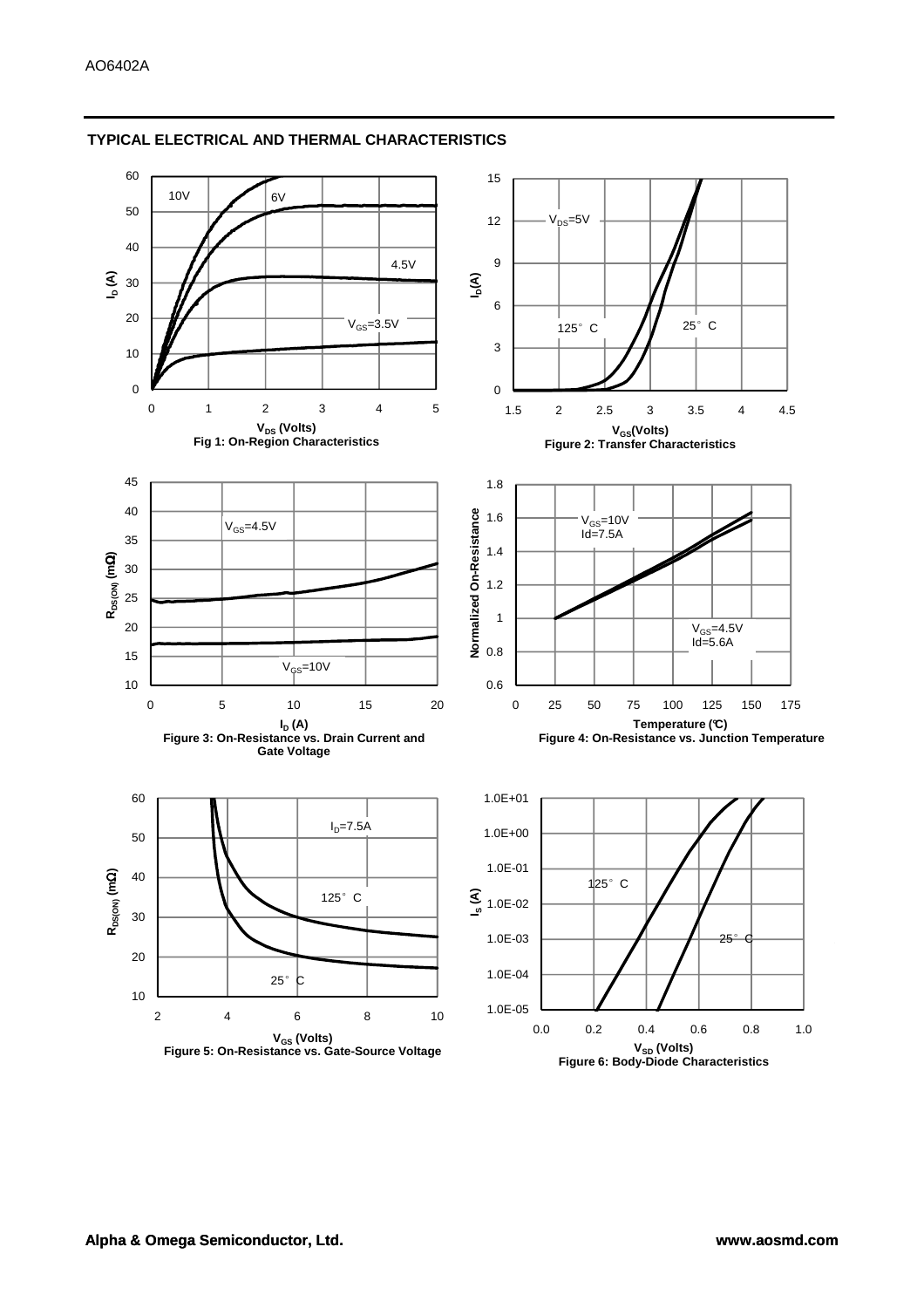## TYPICAL ELECTRICAL AND THERMAL CHARACTERISTICS

Fig 1: On-Region Characteristics

Figure 2: Transfer Characteristics

Figure 3: On-Resistance vs. Drain Current and Gate Voltage

Figure 4: On-Resistance vs. Junction Temperature

Figure 5: On-Resistance vs. Gate-Source Voltage

Figure 6: Body-Diode Characteristics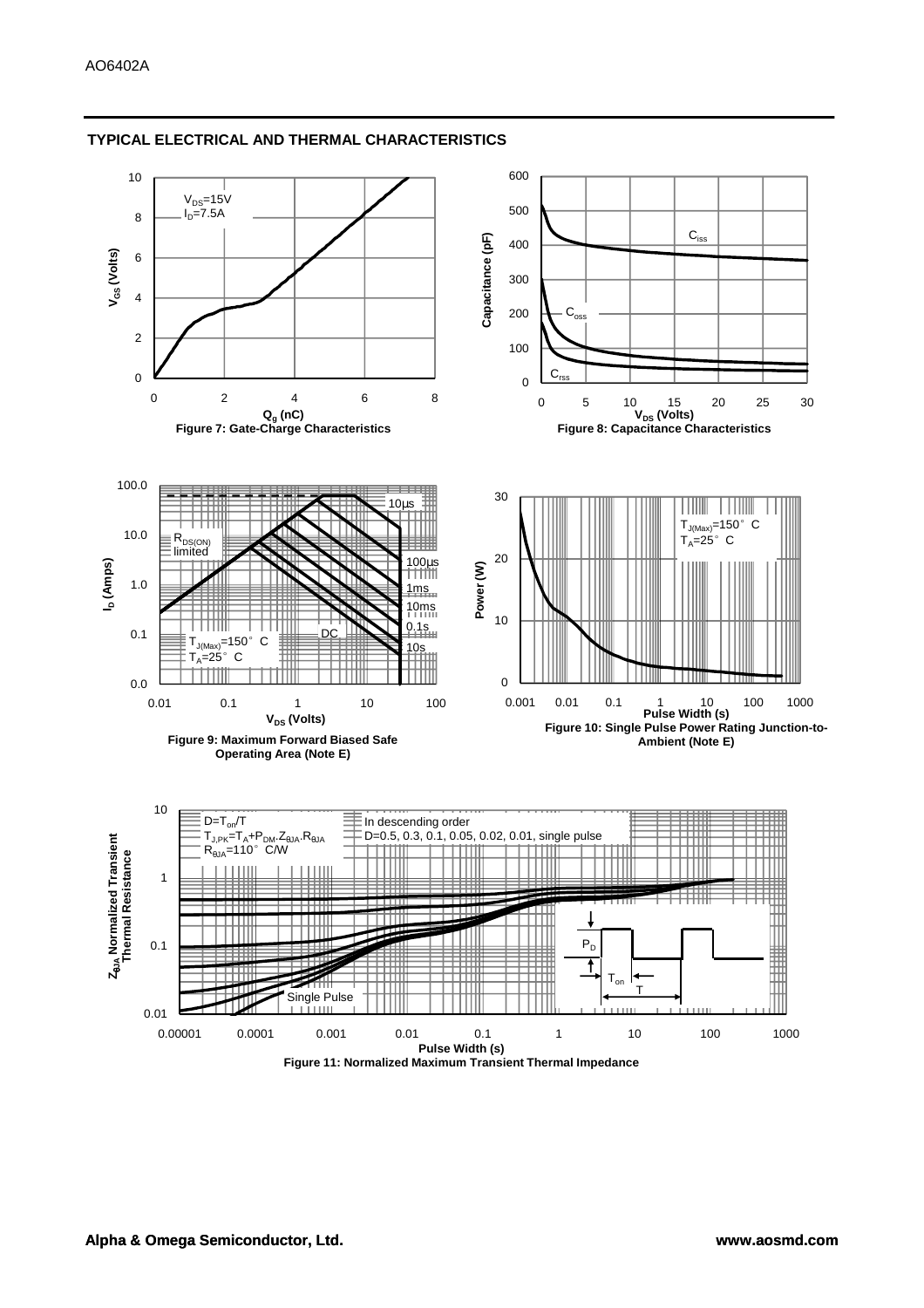## TYPICAL ELECTRICAL AND THERMAL CHARACTERISTICS

$V_{DS}$=15V
$I_D$=7.5A

$V_{GS}$ (Volts)

$Q_g$ (nC)

Figure 7: Gate-Charge Characteristics

$C_{iss}$

$C_{oss}$

$C_{rss}$

Capacitance (pF)

$V_{DS}$ (Volts)

Figure 8: Capacitance Characteristics

$R_{DS(ON)}$ limited

10µs

100µs

1ms

10ms

0.1s

10s

DC

$T_{J(Max)}$=150° C
$T_A$=25° C

$I_D$ (Amps)

$V_{DS}$ (Volts)

Figure 9: Maximum Forward Biased Safe Operating Area (Note E)

$T_{J(Max)}$=150° C
$T_A$=25° C

Power (W)

Pulse Width (s)

Figure 10: Single Pulse Power Rating Junction-to-Ambient (Note E)

D=$T_{on}$/T
$T_{J,PK}=T_A+P_{DM}.Z_{\theta JA}.R_{\theta JA}$
$R_{\theta JA}$=110° C/W

In descending order
D=0.5, 0.3, 0.1, 0.05, 0.02, 0.01, single pulse

Single Pulse

$P_D$

$T_{on}$

T

$Z_{\theta JA}$ Normalized Transient Thermal Resistance

Pulse Width (s)

Figure 11: Normalized Maximum Transient Thermal Impedance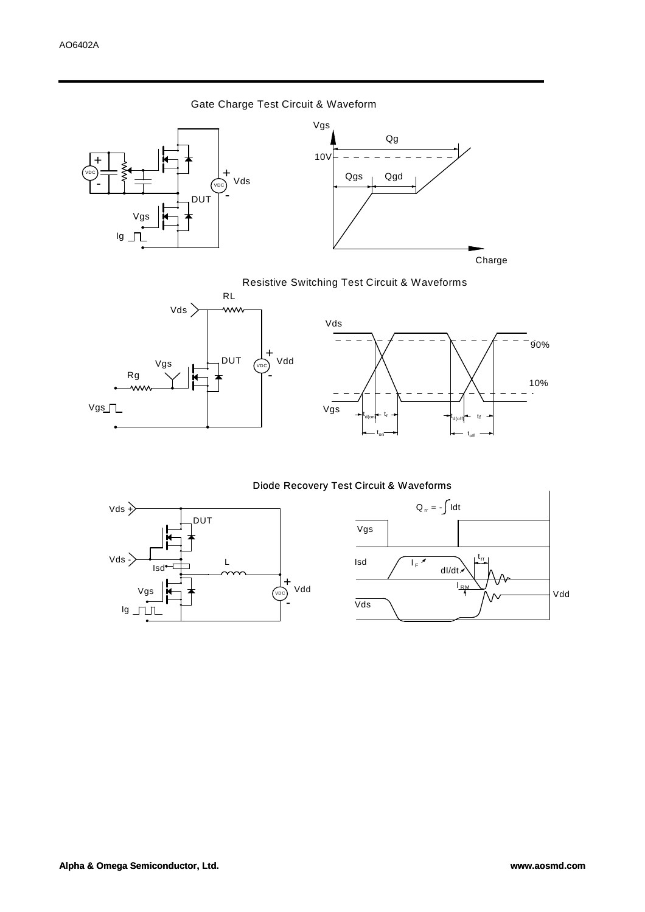## Gate Charge Test Circuit & Waveform

VDC
+
-
Vds
DUT
Vgs
Ig

Vgs
Qg
10V
Qgs
Qgd
Charge

## Resistive Switching Test Circuit & Waveforms

RL
Vds
Vgs
DUT
+
VDC
Vdd
-
Rg
Vgs

Vds
90%
10%
Vgs
$t_{d(on)}$
$t_r$
$t_{on}$
$t_{d(off)}$
$t_f$
$t_{off}$

## Diode Recovery Test Circuit & Waveforms

Vds +
DUT
Vds -
Isd
L
+
VDC
Vdd
-
Vgs
Ig

$Q_{rr} = -\int Idt$
Vgs
Isd
$I_F$
dI/dt
$t_{rr}$
$I_{RM}$
Vdd
Vds